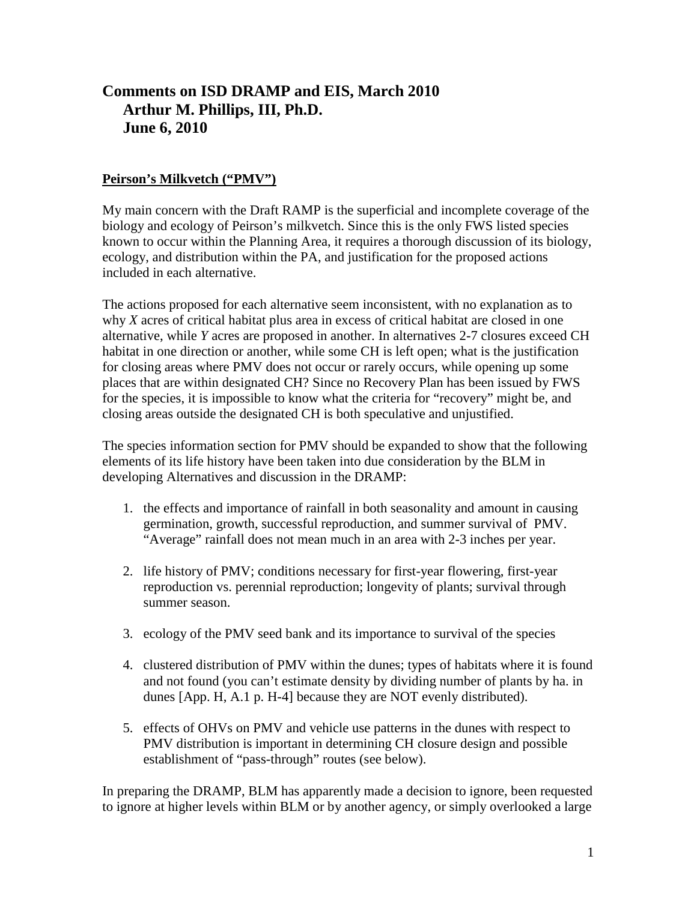# Comments on ISD DRAMP and EIS, March 2010

**Arthur M. Phillips, III, Ph.D.**

**June 6, 2010**

## Peirson's Milkvetch ("PMV")

My main concern with the Draft RAMP is the superficial and incomplete coverage of the biology and ecology of Peirson's milkvetch. Since this is the only FWS listed species known to occur within the Planning Area, it requires a thorough discussion of its biology, ecology, and distribution within the PA, and justification for the proposed actions included in each alternative.

The actions proposed for each alternative seem inconsistent, with no explanation as to why *X* acres of critical habitat plus area in excess of critical habitat are closed in one alternative, while *Y* acres are proposed in another. In alternatives 2-7 closures exceed CH habitat in one direction or another, while some CH is left open; what is the justification for closing areas where PMV does not occur or rarely occurs, while opening up some places that are within designated CH? Since no Recovery Plan has been issued by FWS for the species, it is impossible to know what the criteria for "recovery" might be, and closing areas outside the designated CH is both speculative and unjustified.

The species information section for PMV should be expanded to show that the following elements of its life history have been taken into due consideration by the BLM in developing Alternatives and discussion in the DRAMP:

1. the effects and importance of rainfall in both seasonality and amount in causing germination, growth, successful reproduction, and summer survival of PMV. "Average" rainfall does not mean much in an area with 2-3 inches per year.
2. life history of PMV; conditions necessary for first-year flowering, first-year reproduction vs. perennial reproduction; longevity of plants; survival through summer season.
3. ecology of the PMV seed bank and its importance to survival of the species
4. clustered distribution of PMV within the dunes; types of habitats where it is found and not found (you can't estimate density by dividing number of plants by ha. in dunes [App. H, A.1 p. H-4] because they are NOT evenly distributed).
5. effects of OHVs on PMV and vehicle use patterns in the dunes with respect to PMV distribution is important in determining CH closure design and possible establishment of "pass-through" routes (see below).

In preparing the DRAMP, BLM has apparently made a decision to ignore, been requested to ignore at higher levels within BLM or by another agency, or simply overlooked a large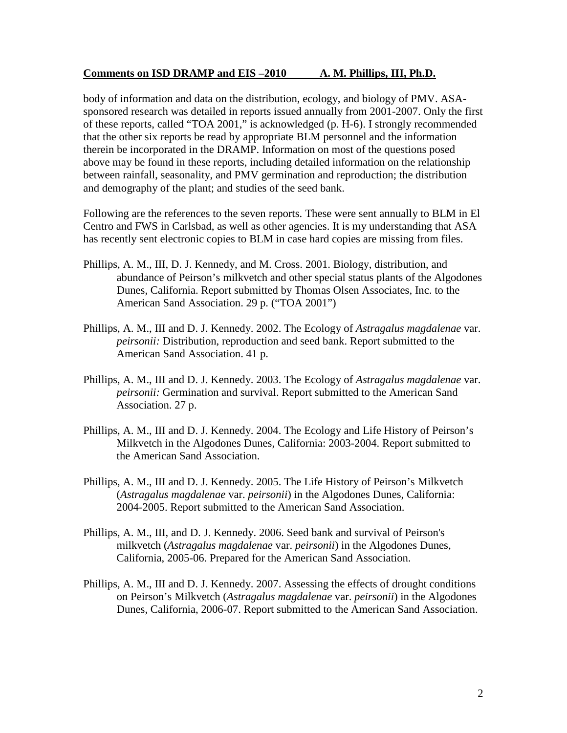body of information and data on the distribution, ecology, and biology of PMV. ASA-sponsored research was detailed in reports issued annually from 2001-2007. Only the first of these reports, called "TOA 2001," is acknowledged (p. H-6). I strongly recommended that the other six reports be read by appropriate BLM personnel and the information therein be incorporated in the DRAMP. Information on most of the questions posed above may be found in these reports, including detailed information on the relationship between rainfall, seasonality, and PMV germination and reproduction; the distribution and demography of the plant; and studies of the seed bank.

Following are the references to the seven reports. These were sent annually to BLM in El Centro and FWS in Carlsbad, as well as other agencies. It is my understanding that ASA has recently sent electronic copies to BLM in case hard copies are missing from files.

Phillips, A. M., III, D. J. Kennedy, and M. Cross. 2001. Biology, distribution, and abundance of Peirson's milkvetch and other special status plants of the Algodones Dunes, California. Report submitted by Thomas Olsen Associates, Inc. to the American Sand Association. 29 p. ("TOA 2001")

Phillips, A. M., III and D. J. Kennedy. 2002. The Ecology of *Astragalus magdalenae* var. *peirsonii:* Distribution, reproduction and seed bank. Report submitted to the American Sand Association. 41 p.

Phillips, A. M., III and D. J. Kennedy. 2003. The Ecology of *Astragalus magdalenae* var. *peirsonii:* Germination and survival. Report submitted to the American Sand Association. 27 p.

Phillips, A. M., III and D. J. Kennedy. 2004. The Ecology and Life History of Peirson's Milkvetch in the Algodones Dunes, California: 2003-2004. Report submitted to the American Sand Association.

Phillips, A. M., III and D. J. Kennedy. 2005. The Life History of Peirson's Milkvetch (*Astragalus magdalenae* var. *peirsonii*) in the Algodones Dunes, California: 2004-2005. Report submitted to the American Sand Association.

Phillips, A. M., III, and D. J. Kennedy. 2006. Seed bank and survival of Peirson's milkvetch (*Astragalus magdalenae* var. *peirsonii*) in the Algodones Dunes, California, 2005-06. Prepared for the American Sand Association.

Phillips, A. M., III and D. J. Kennedy. 2007. Assessing the effects of drought conditions on Peirson's Milkvetch (*Astragalus magdalenae* var. *peirsonii*) in the Algodones Dunes, California, 2006-07. Report submitted to the American Sand Association.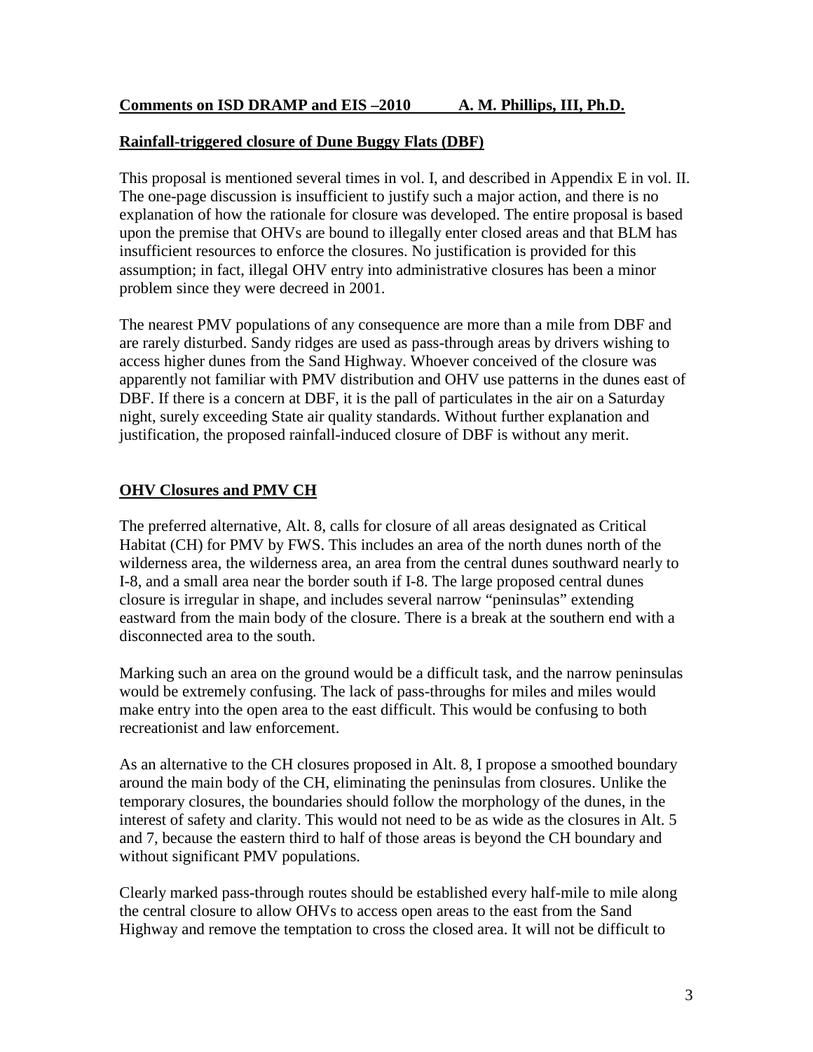**Comments on ISD DRAMP and EIS –2010 A. M. Phillips, III, Ph.D.**

## Rainfall-triggered closure of Dune Buggy Flats (DBF)

This proposal is mentioned several times in vol. I, and described in Appendix E in vol. II. The one-page discussion is insufficient to justify such a major action, and there is no explanation of how the rationale for closure was developed. The entire proposal is based upon the premise that OHVs are bound to illegally enter closed areas and that BLM has insufficient resources to enforce the closures. No justification is provided for this assumption; in fact, illegal OHV entry into administrative closures has been a minor problem since they were decreed in 2001.

The nearest PMV populations of any consequence are more than a mile from DBF and are rarely disturbed. Sandy ridges are used as pass-through areas by drivers wishing to access higher dunes from the Sand Highway. Whoever conceived of the closure was apparently not familiar with PMV distribution and OHV use patterns in the dunes east of DBF. If there is a concern at DBF, it is the pall of particulates in the air on a Saturday night, surely exceeding State air quality standards. Without further explanation and justification, the proposed rainfall-induced closure of DBF is without any merit.

## OHV Closures and PMV CH

The preferred alternative, Alt. 8, calls for closure of all areas designated as Critical Habitat (CH) for PMV by FWS. This includes an area of the north dunes north of the wilderness area, the wilderness area, an area from the central dunes southward nearly to I-8, and a small area near the border south if I-8. The large proposed central dunes closure is irregular in shape, and includes several narrow "peninsulas" extending eastward from the main body of the closure. There is a break at the southern end with a disconnected area to the south.

Marking such an area on the ground would be a difficult task, and the narrow peninsulas would be extremely confusing. The lack of pass-throughs for miles and miles would make entry into the open area to the east difficult. This would be confusing to both recreationist and law enforcement.

As an alternative to the CH closures proposed in Alt. 8, I propose a smoothed boundary around the main body of the CH, eliminating the peninsulas from closures. Unlike the temporary closures, the boundaries should follow the morphology of the dunes, in the interest of safety and clarity. This would not need to be as wide as the closures in Alt. 5 and 7, because the eastern third to half of those areas is beyond the CH boundary and without significant PMV populations.

Clearly marked pass-through routes should be established every half-mile to mile along the central closure to allow OHVs to access open areas to the east from the Sand Highway and remove the temptation to cross the closed area. It will not be difficult to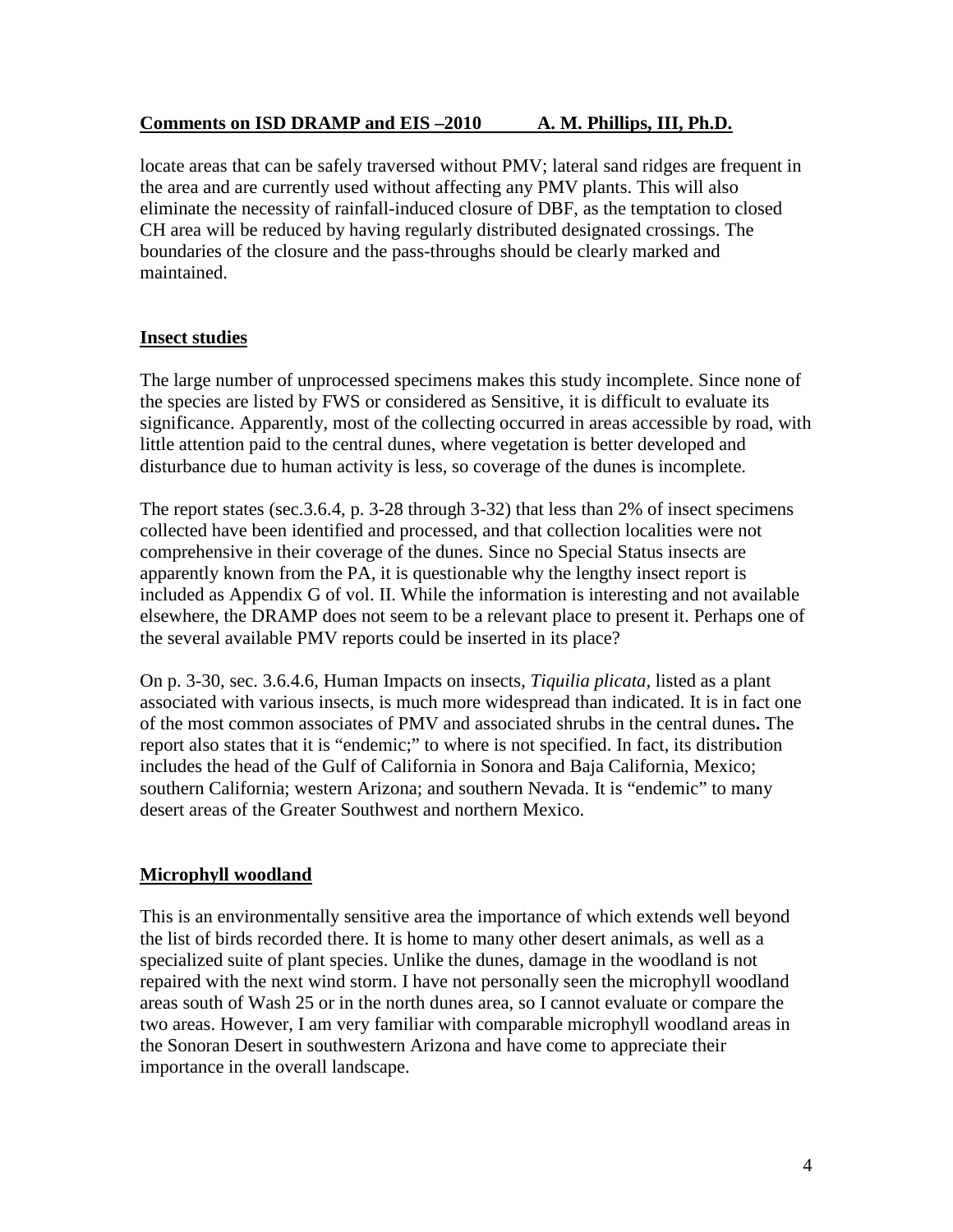locate areas that can be safely traversed without PMV; lateral sand ridges are frequent in the area and are currently used without affecting any PMV plants. This will also eliminate the necessity of rainfall-induced closure of DBF, as the temptation to closed CH area will be reduced by having regularly distributed designated crossings. The boundaries of the closure and the pass-throughs should be clearly marked and maintained.

## Insect studies

The large number of unprocessed specimens makes this study incomplete. Since none of the species are listed by FWS or considered as Sensitive, it is difficult to evaluate its significance. Apparently, most of the collecting occurred in areas accessible by road, with little attention paid to the central dunes, where vegetation is better developed and disturbance due to human activity is less, so coverage of the dunes is incomplete.

The report states (sec.3.6.4, p. 3-28 through 3-32) that less than 2% of insect specimens collected have been identified and processed, and that collection localities were not comprehensive in their coverage of the dunes. Since no Special Status insects are apparently known from the PA, it is questionable why the lengthy insect report is included as Appendix G of vol. II. While the information is interesting and not available elsewhere, the DRAMP does not seem to be a relevant place to present it. Perhaps one of the several available PMV reports could be inserted in its place?

On p. 3-30, sec. 3.6.4.6, Human Impacts on insects, *Tiquilia plicata*, listed as a plant associated with various insects, is much more widespread than indicated. It is in fact one of the most common associates of PMV and associated shrubs in the central dunes**.** The report also states that it is "endemic;" to where is not specified. In fact, its distribution includes the head of the Gulf of California in Sonora and Baja California, Mexico; southern California; western Arizona; and southern Nevada. It is "endemic" to many desert areas of the Greater Southwest and northern Mexico.

## Microphyll woodland

This is an environmentally sensitive area the importance of which extends well beyond the list of birds recorded there. It is home to many other desert animals, as well as a specialized suite of plant species. Unlike the dunes, damage in the woodland is not repaired with the next wind storm. I have not personally seen the microphyll woodland areas south of Wash 25 or in the north dunes area, so I cannot evaluate or compare the two areas. However, I am very familiar with comparable microphyll woodland areas in the Sonoran Desert in southwestern Arizona and have come to appreciate their importance in the overall landscape.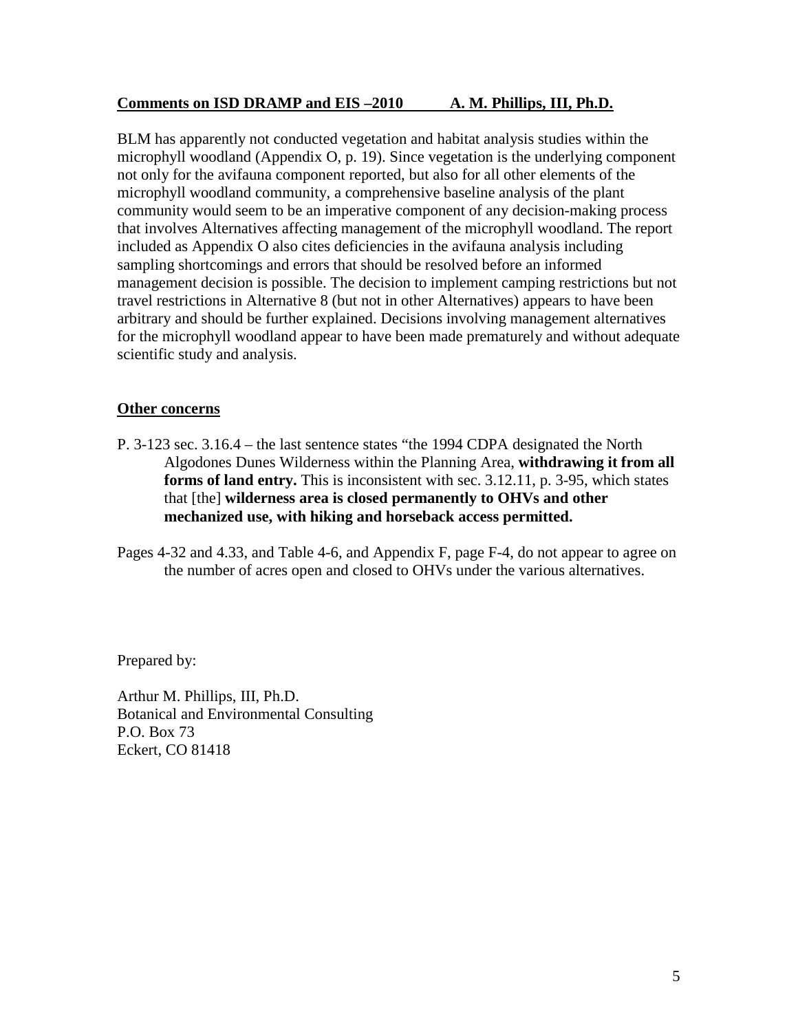**Comments on ISD DRAMP and EIS –2010     A. M. Phillips, III, Ph.D.**

BLM has apparently not conducted vegetation and habitat analysis studies within the microphyll woodland (Appendix O, p. 19). Since vegetation is the underlying component not only for the avifauna component reported, but also for all other elements of the microphyll woodland community, a comprehensive baseline analysis of the plant community would seem to be an imperative component of any decision-making process that involves Alternatives affecting management of the microphyll woodland. The report included as Appendix O also cites deficiencies in the avifauna analysis including sampling shortcomings and errors that should be resolved before an informed management decision is possible. The decision to implement camping restrictions but not travel restrictions in Alternative 8 (but not in other Alternatives) appears to have been arbitrary and should be further explained. Decisions involving management alternatives for the microphyll woodland appear to have been made prematurely and without adequate scientific study and analysis.

**Other concerns**

P. 3-123 sec. 3.16.4 – the last sentence states "the 1994 CDPA designated the North Algodones Dunes Wilderness within the Planning Area, **withdrawing it from all forms of land entry.** This is inconsistent with sec. 3.12.11, p. 3-95, which states that [the] **wilderness area is closed permanently to OHVs and other mechanized use, with hiking and horseback access permitted.**

Pages 4-32 and 4.33, and Table 4-6, and Appendix F, page F-4, do not appear to agree on the number of acres open and closed to OHVs under the various alternatives.

Prepared by:

Arthur M. Phillips, III, Ph.D.
Botanical and Environmental Consulting
P.O. Box 73
Eckert, CO 81418